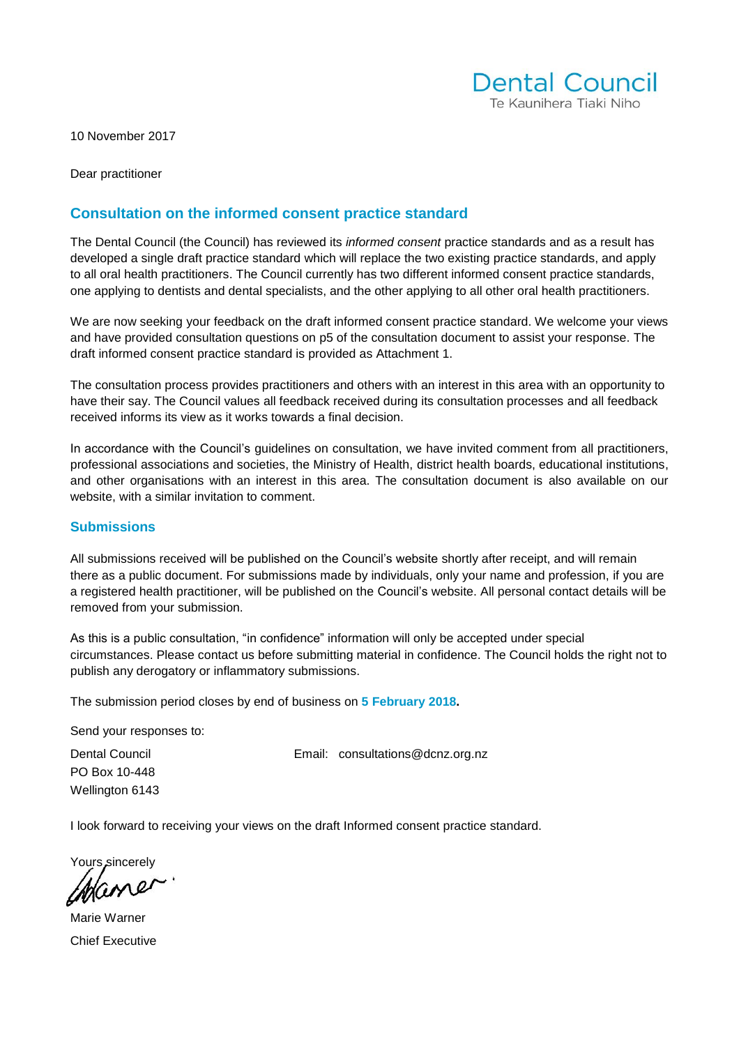Dental Council
Te Kaunihera Tiaki Niho

10 November 2017

Dear practitioner

## Consultation on the informed consent practice standard

The Dental Council (the Council) has reviewed its *informed consent* practice standards and as a result has developed a single draft practice standard which will replace the two existing practice standards, and apply to all oral health practitioners. The Council currently has two different informed consent practice standards, one applying to dentists and dental specialists, and the other applying to all other oral health practitioners.

We are now seeking your feedback on the draft informed consent practice standard. We welcome your views and have provided consultation questions on p5 of the consultation document to assist your response. The draft informed consent practice standard is provided as Attachment 1.

The consultation process provides practitioners and others with an interest in this area with an opportunity to have their say. The Council values all feedback received during its consultation processes and all feedback received informs its view as it works towards a final decision.

In accordance with the Council's guidelines on consultation, we have invited comment from all practitioners, professional associations and societies, the Ministry of Health, district health boards, educational institutions, and other organisations with an interest in this area. The consultation document is also available on our website, with a similar invitation to comment.

### Submissions

All submissions received will be published on the Council's website shortly after receipt, and will remain there as a public document. For submissions made by individuals, only your name and profession, if you are a registered health practitioner, will be published on the Council's website. All personal contact details will be removed from your submission.

As this is a public consultation, "in confidence" information will only be accepted under special circumstances. Please contact us before submitting material in confidence. The Council holds the right not to publish any derogatory or inflammatory submissions.

The submission period closes by end of business on **5 February 2018.**

Send your responses to:

Dental Council
PO Box 10-448
Wellington 6143

Email: consultations@dcnz.org.nz

I look forward to receiving your views on the draft Informed consent practice standard.

Yours sincerely

Marie Warner
Chief Executive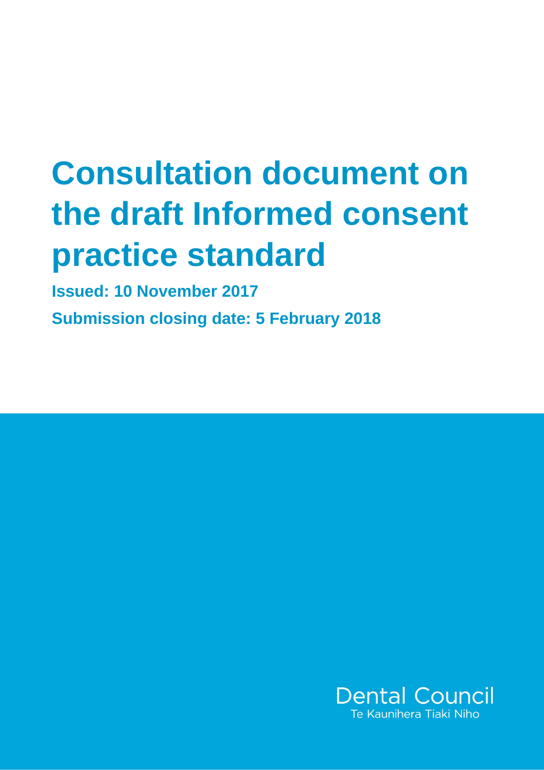# Consultation document on the draft Informed consent practice standard

**Issued: 10 November 2017**

**Submission closing date: 5 February 2018**

Dental Council

Te Kaunihera Tiaki Niho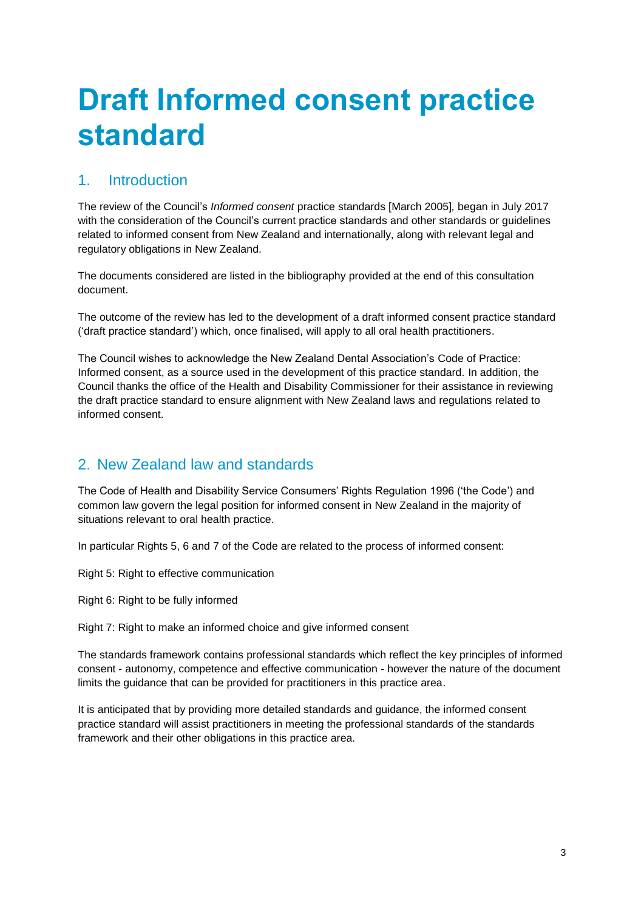# Draft Informed consent practice standard

## 1. Introduction

The review of the Council's *Informed consent* practice standards [March 2005], began in July 2017 with the consideration of the Council's current practice standards and other standards or guidelines related to informed consent from New Zealand and internationally, along with relevant legal and regulatory obligations in New Zealand.

The documents considered are listed in the bibliography provided at the end of this consultation document.

The outcome of the review has led to the development of a draft informed consent practice standard ('draft practice standard') which, once finalised, will apply to all oral health practitioners.

The Council wishes to acknowledge the New Zealand Dental Association's Code of Practice: Informed consent, as a source used in the development of this practice standard. In addition, the Council thanks the office of the Health and Disability Commissioner for their assistance in reviewing the draft practice standard to ensure alignment with New Zealand laws and regulations related to informed consent.

## 2. New Zealand law and standards

The Code of Health and Disability Service Consumers' Rights Regulation 1996 ('the Code') and common law govern the legal position for informed consent in New Zealand in the majority of situations relevant to oral health practice.

In particular Rights 5, 6 and 7 of the Code are related to the process of informed consent:

Right 5: Right to effective communication

Right 6: Right to be fully informed

Right 7: Right to make an informed choice and give informed consent

The standards framework contains professional standards which reflect the key principles of informed consent - autonomy, competence and effective communication - however the nature of the document limits the guidance that can be provided for practitioners in this practice area.

It is anticipated that by providing more detailed standards and guidance, the informed consent practice standard will assist practitioners in meeting the professional standards of the standards framework and their other obligations in this practice area.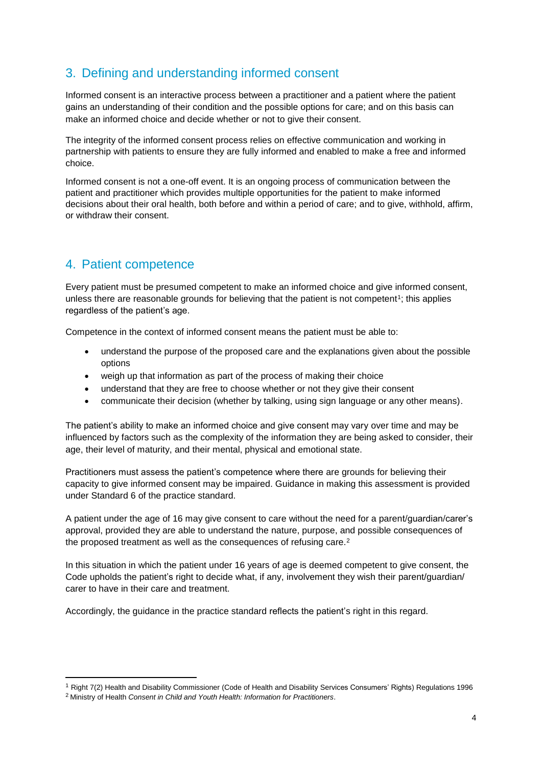## 3. Defining and understanding informed consent

Informed consent is an interactive process between a practitioner and a patient where the patient gains an understanding of their condition and the possible options for care; and on this basis can make an informed choice and decide whether or not to give their consent.

The integrity of the informed consent process relies on effective communication and working in partnership with patients to ensure they are fully informed and enabled to make a free and informed choice.

Informed consent is not a one-off event. It is an ongoing process of communication between the patient and practitioner which provides multiple opportunities for the patient to make informed decisions about their oral health, both before and within a period of care; and to give, withhold, affirm, or withdraw their consent.

## 4. Patient competence

Every patient must be presumed competent to make an informed choice and give informed consent, unless there are reasonable grounds for believing that the patient is not competent[1]; this applies regardless of the patient's age.

Competence in the context of informed consent means the patient must be able to:

- understand the purpose of the proposed care and the explanations given about the possible options
- weigh up that information as part of the process of making their choice
- understand that they are free to choose whether or not they give their consent
- communicate their decision (whether by talking, using sign language or any other means).

The patient's ability to make an informed choice and give consent may vary over time and may be influenced by factors such as the complexity of the information they are being asked to consider, their age, their level of maturity, and their mental, physical and emotional state.

Practitioners must assess the patient's competence where there are grounds for believing their capacity to give informed consent may be impaired. Guidance in making this assessment is provided under Standard 6 of the practice standard.

A patient under the age of 16 may give consent to care without the need for a parent/guardian/carer's approval, provided they are able to understand the nature, purpose, and possible consequences of the proposed treatment as well as the consequences of refusing care.[2]

In this situation in which the patient under 16 years of age is deemed competent to give consent, the Code upholds the patient's right to decide what, if any, involvement they wish their parent/guardian/ carer to have in their care and treatment.

Accordingly, the guidance in the practice standard reflects the patient's right in this regard.

---

[1] Right 7(2) Health and Disability Commissioner (Code of Health and Disability Services Consumers' Rights) Regulations 1996

[2] Ministry of Health *Consent in Child and Youth Health: Information for Practitioners*.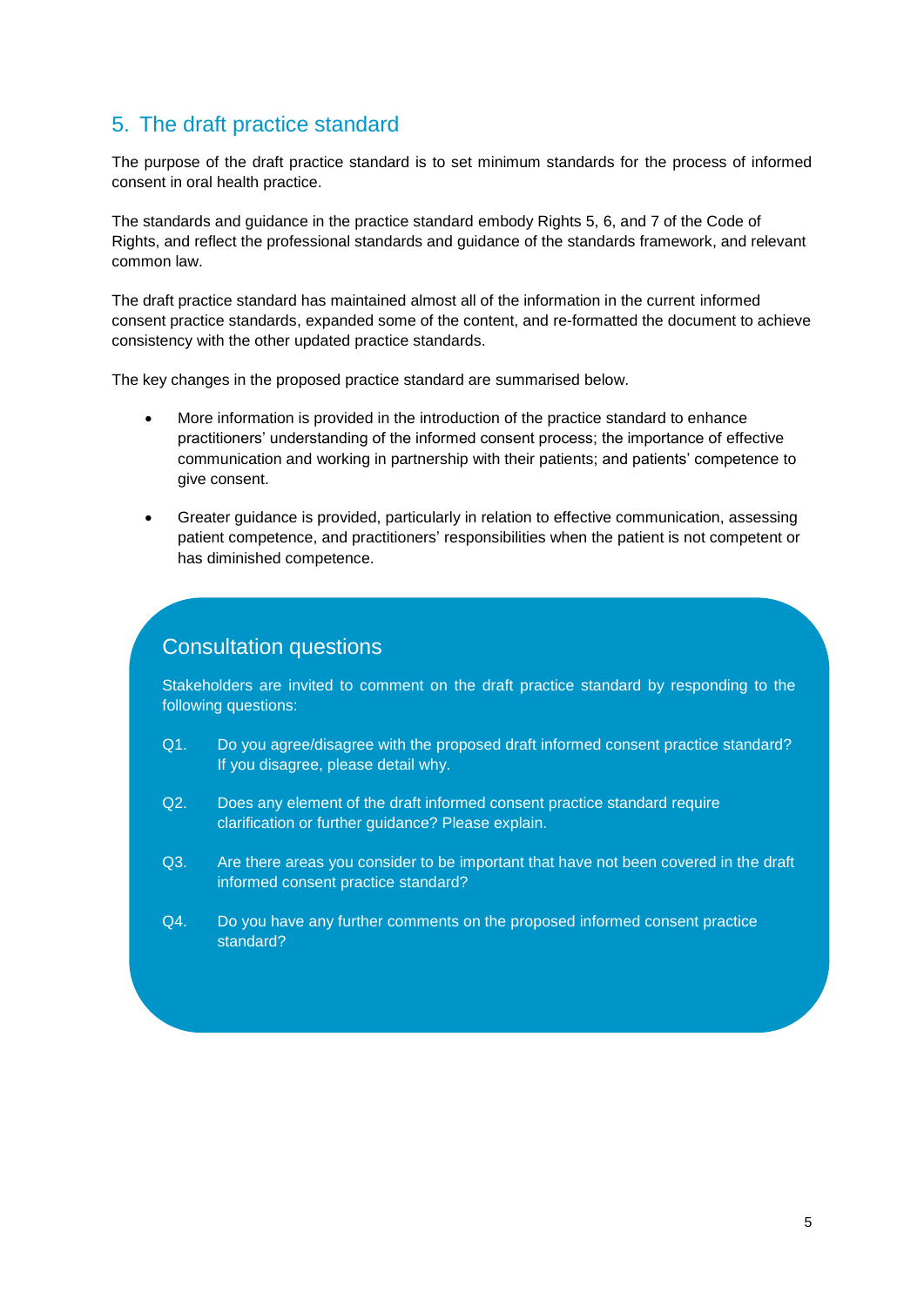## 5. The draft practice standard

The purpose of the draft practice standard is to set minimum standards for the process of informed consent in oral health practice.

The standards and guidance in the practice standard embody Rights 5, 6, and 7 of the Code of Rights, and reflect the professional standards and guidance of the standards framework, and relevant common law.

The draft practice standard has maintained almost all of the information in the current informed consent practice standards, expanded some of the content, and re-formatted the document to achieve consistency with the other updated practice standards.

The key changes in the proposed practice standard are summarised below.

- More information is provided in the introduction of the practice standard to enhance practitioners' understanding of the informed consent process; the importance of effective communication and working in partnership with their patients; and patients' competence to give consent.

- Greater guidance is provided, particularly in relation to effective communication, assessing patient competence, and practitioners' responsibilities when the patient is not competent or has diminished competence.

### Consultation questions

Stakeholders are invited to comment on the draft practice standard by responding to the following questions:

Q1. Do you agree/disagree with the proposed draft informed consent practice standard? If you disagree, please detail why.

Q2. Does any element of the draft informed consent practice standard require clarification or further guidance? Please explain.

Q3. Are there areas you consider to be important that have not been covered in the draft informed consent practice standard?

Q4. Do you have any further comments on the proposed informed consent practice standard?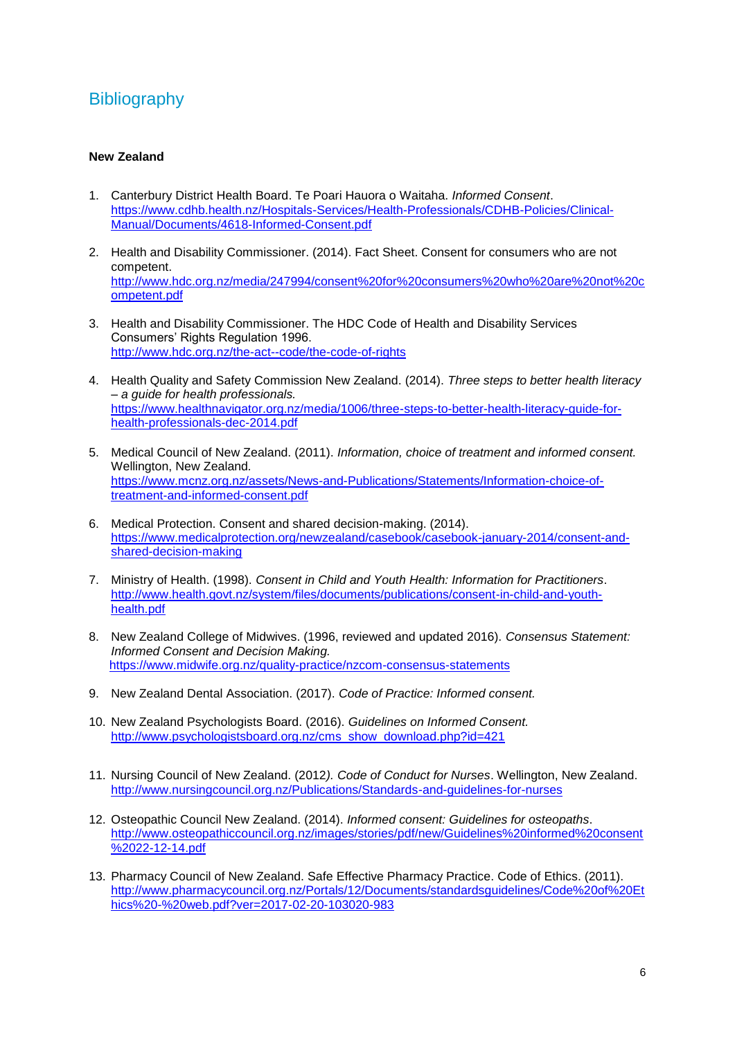# Bibliography

**New Zealand**

1. Canterbury District Health Board. Te Poari Hauora o Waitaha. *Informed Consent*. https://www.cdhb.health.nz/Hospitals-Services/Health-Professionals/CDHB-Policies/Clinical-Manual/Documents/4618-Informed-Consent.pdf

2. Health and Disability Commissioner. (2014). Fact Sheet. Consent for consumers who are not competent. http://www.hdc.org.nz/media/247994/consent%20for%20consumers%20who%20are%20not%20competent.pdf

3. Health and Disability Commissioner. The HDC Code of Health and Disability Services Consumers' Rights Regulation 1996. http://www.hdc.org.nz/the-act--code/the-code-of-rights

4. Health Quality and Safety Commission New Zealand. (2014). *Three steps to better health literacy – a guide for health professionals.* https://www.healthnavigator.org.nz/media/1006/three-steps-to-better-health-literacy-guide-for-health-professionals-dec-2014.pdf

5. Medical Council of New Zealand. (2011). *Information, choice of treatment and informed consent.* Wellington, New Zealand. https://www.mcnz.org.nz/assets/News-and-Publications/Statements/Information-choice-of-treatment-and-informed-consent.pdf

6. Medical Protection. Consent and shared decision-making. (2014). https://www.medicalprotection.org/newzealand/casebook/casebook-january-2014/consent-and-shared-decision-making

7. Ministry of Health. (1998). *Consent in Child and Youth Health: Information for Practitioners*. http://www.health.govt.nz/system/files/documents/publications/consent-in-child-and-youth-health.pdf

8. New Zealand College of Midwives. (1996, reviewed and updated 2016). *Consensus Statement: Informed Consent and Decision Making.* https://www.midwife.org.nz/quality-practice/nzcom-consensus-statements

9. New Zealand Dental Association. (2017). *Code of Practice: Informed consent.*

10. New Zealand Psychologists Board. (2016). *Guidelines on Informed Consent.* http://www.psychologistsboard.org.nz/cms_show_download.php?id=421

11. Nursing Council of New Zealand. (2012*). Code of Conduct for Nurses*. Wellington, New Zealand. http://www.nursingcouncil.org.nz/Publications/Standards-and-guidelines-for-nurses

12. Osteopathic Council New Zealand. (2014). *Informed consent: Guidelines for osteopaths*. http://www.osteopathiccouncil.org.nz/images/stories/pdf/new/Guidelines%20informed%20consent%2022-12-14.pdf

13. Pharmacy Council of New Zealand. Safe Effective Pharmacy Practice. Code of Ethics. (2011). http://www.pharmacycouncil.org.nz/Portals/12/Documents/standardsguidelines/Code%20of%20Ethics%20-%20web.pdf?ver=2017-02-20-103020-983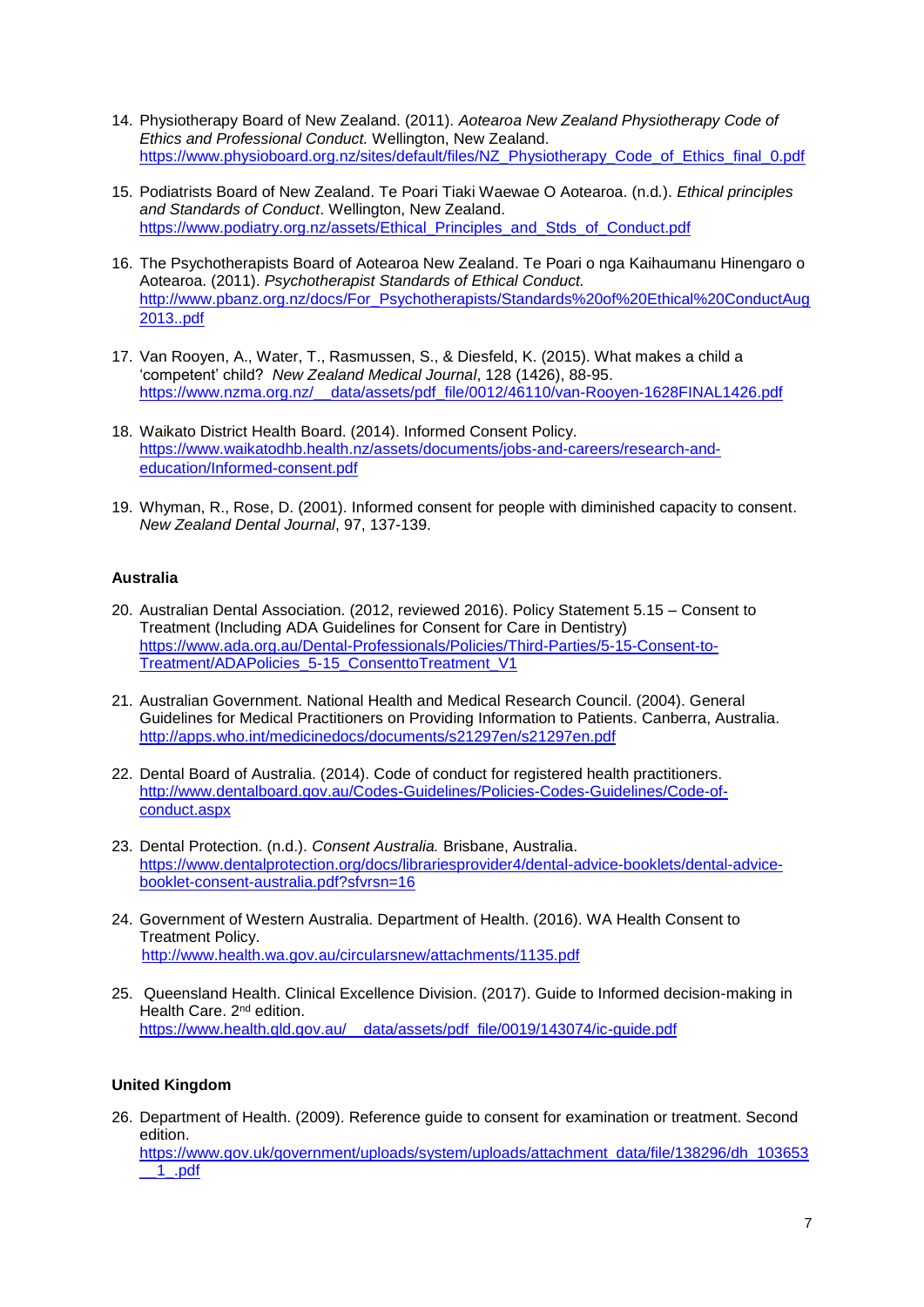14. Physiotherapy Board of New Zealand. (2011). *Aotearoa New Zealand Physiotherapy Code of Ethics and Professional Conduct.* Wellington, New Zealand. https://www.physioboard.org.nz/sites/default/files/NZ_Physiotherapy_Code_of_Ethics_final_0.pdf

15. Podiatrists Board of New Zealand. Te Poari Tiaki Waewae O Aotearoa. (n.d.). *Ethical principles and Standards of Conduct*. Wellington, New Zealand. https://www.podiatry.org.nz/assets/Ethical_Principles_and_Stds_of_Conduct.pdf

16. The Psychotherapists Board of Aotearoa New Zealand. Te Poari o nga Kaihaumanu Hinengaro o Aotearoa. (2011). *Psychotherapist Standards of Ethical Conduct.* http://www.pbanz.org.nz/docs/For_Psychotherapists/Standards%20of%20Ethical%20ConductAug2013..pdf

17. Van Rooyen, A., Water, T., Rasmussen, S., & Diesfeld, K. (2015). What makes a child a 'competent' child? *New Zealand Medical Journal*, 128 (1426), 88-95. https://www.nzma.org.nz/__data/assets/pdf_file/0012/46110/van-Rooyen-1628FINAL1426.pdf

18. Waikato District Health Board. (2014). Informed Consent Policy. https://www.waikatodhb.health.nz/assets/documents/jobs-and-careers/research-and-education/Informed-consent.pdf

19. Whyman, R., Rose, D. (2001). Informed consent for people with diminished capacity to consent. *New Zealand Dental Journal*, 97, 137-139.

**Australia**

20. Australian Dental Association. (2012, reviewed 2016). Policy Statement 5.15 – Consent to Treatment (Including ADA Guidelines for Consent for Care in Dentistry) https://www.ada.org.au/Dental-Professionals/Policies/Third-Parties/5-15-Consent-to-Treatment/ADAPolicies_5-15_ConsenttoTreatment_V1

21. Australian Government. National Health and Medical Research Council. (2004). General Guidelines for Medical Practitioners on Providing Information to Patients. Canberra, Australia. http://apps.who.int/medicinedocs/documents/s21297en/s21297en.pdf

22. Dental Board of Australia. (2014). Code of conduct for registered health practitioners. http://www.dentalboard.gov.au/Codes-Guidelines/Policies-Codes-Guidelines/Code-of-conduct.aspx

23. Dental Protection. (n.d.). *Consent Australia.* Brisbane, Australia. https://www.dentalprotection.org/docs/librariesprovider4/dental-advice-booklets/dental-advice-booklet-consent-australia.pdf?sfvrsn=16

24. Government of Western Australia. Department of Health. (2016). WA Health Consent to Treatment Policy. http://www.health.wa.gov.au/circularsnew/attachments/1135.pdf

25. Queensland Health. Clinical Excellence Division. (2017). Guide to Informed decision-making in Health Care. 2nd edition. https://www.health.qld.gov.au/__data/assets/pdf_file/0019/143074/ic-guide.pdf

**United Kingdom**

26. Department of Health. (2009). Reference guide to consent for examination or treatment. Second edition. https://www.gov.uk/government/uploads/system/uploads/attachment_data/file/138296/dh_103653__1_.pdf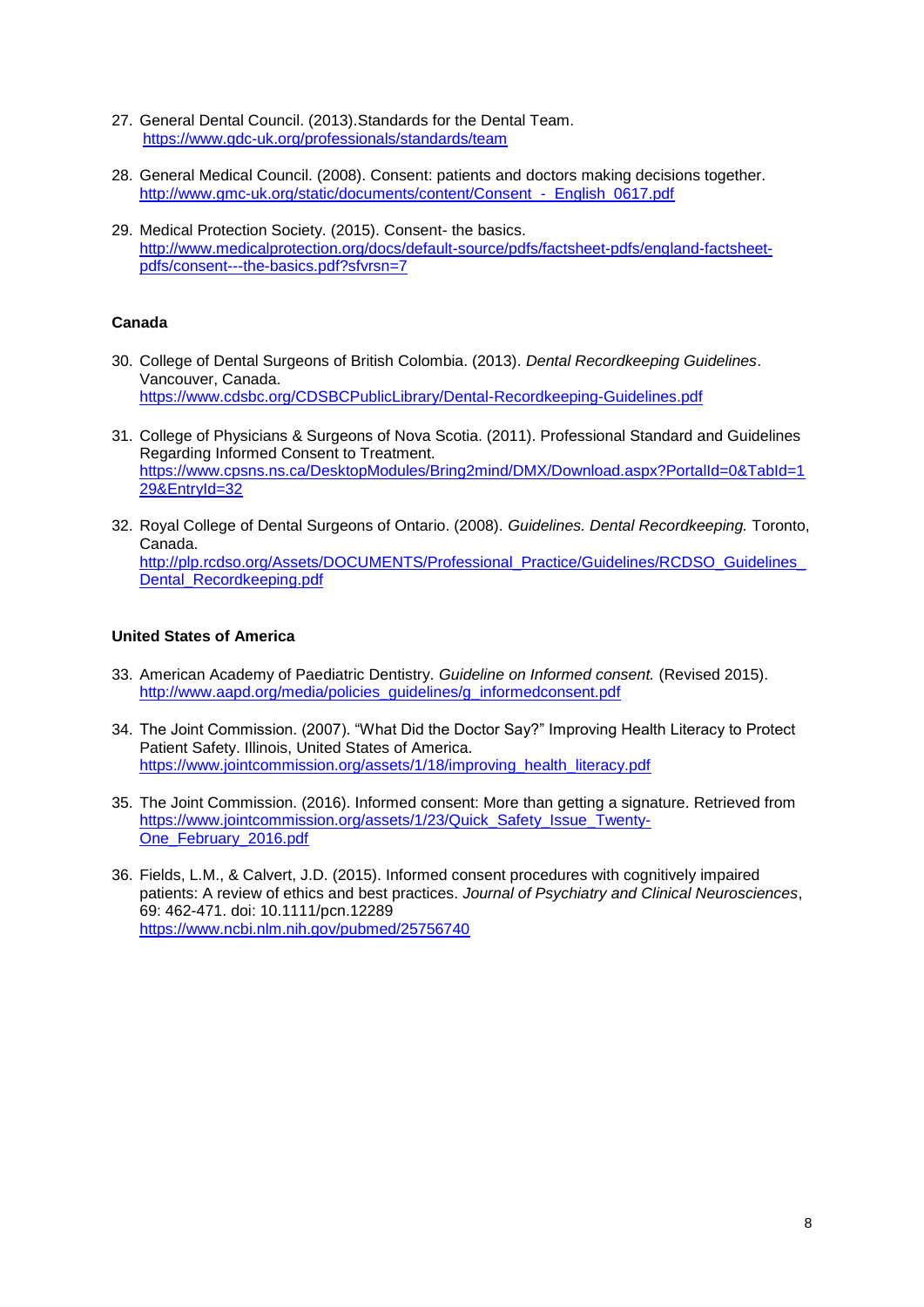27. General Dental Council. (2013).Standards for the Dental Team. https://www.gdc-uk.org/professionals/standards/team

28. General Medical Council. (2008). Consent: patients and doctors making decisions together. http://www.gmc-uk.org/static/documents/content/Consent_-_English_0617.pdf

29. Medical Protection Society. (2015). Consent- the basics. http://www.medicalprotection.org/docs/default-source/pdfs/factsheet-pdfs/england-factsheet-pdfs/consent---the-basics.pdf?sfvrsn=7

**Canada**

30. College of Dental Surgeons of British Colombia. (2013). *Dental Recordkeeping Guidelines*. Vancouver, Canada. https://www.cdsbc.org/CDSBCPublicLibrary/Dental-Recordkeeping-Guidelines.pdf

31. College of Physicians & Surgeons of Nova Scotia. (2011). Professional Standard and Guidelines Regarding Informed Consent to Treatment. https://www.cpsns.ns.ca/DesktopModules/Bring2mind/DMX/Download.aspx?PortalId=0&TabId=129&EntryId=32

32. Royal College of Dental Surgeons of Ontario. (2008). *Guidelines. Dental Recordkeeping.* Toronto, Canada. http://plp.rcdso.org/Assets/DOCUMENTS/Professional_Practice/Guidelines/RCDSO_Guidelines_Dental_Recordkeeping.pdf

**United States of America**

33. American Academy of Paediatric Dentistry. *Guideline on Informed consent.* (Revised 2015). http://www.aapd.org/media/policies_guidelines/g_informedconsent.pdf

34. The Joint Commission. (2007). "What Did the Doctor Say?" Improving Health Literacy to Protect Patient Safety. Illinois, United States of America. https://www.jointcommission.org/assets/1/18/improving_health_literacy.pdf

35. The Joint Commission. (2016). Informed consent: More than getting a signature. Retrieved from https://www.jointcommission.org/assets/1/23/Quick_Safety_Issue_Twenty-One_February_2016.pdf

36. Fields, L.M., & Calvert, J.D. (2015). Informed consent procedures with cognitively impaired patients: A review of ethics and best practices. *Journal of Psychiatry and Clinical Neurosciences*, 69: 462-471. doi: 10.1111/pcn.12289 https://www.ncbi.nlm.nih.gov/pubmed/25756740